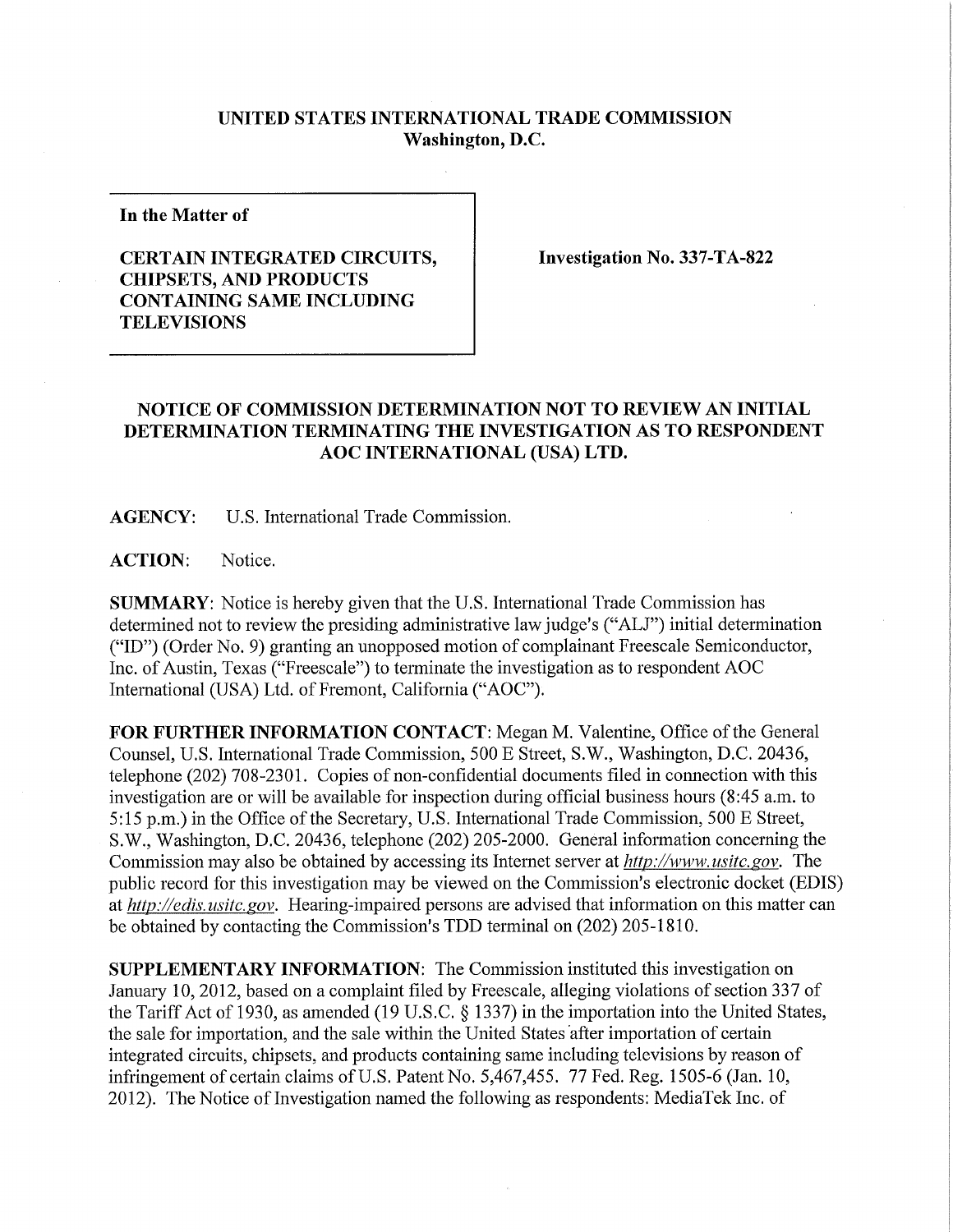**UNITED STATES INTERNATIONAL TRADE COMMISSION**
**Washington, D.C.**

**In the Matter of**

**CERTAIN INTEGRATED CIRCUITS, CHIPSETS, AND PRODUCTS CONTAINING SAME INCLUDING TELEVISIONS**

**Investigation No. 337-TA-822**

## NOTICE OF COMMISSION DETERMINATION NOT TO REVIEW AN INITIAL DETERMINATION TERMINATING THE INVESTIGATION AS TO RESPONDENT AOC INTERNATIONAL (USA) LTD.

**AGENCY:** U.S. International Trade Commission.

**ACTION:** Notice.

**SUMMARY:** Notice is hereby given that the U.S. International Trade Commission has determined not to review the presiding administrative law judge's ("ALJ") initial determination ("ID") (Order No. 9) granting an unopposed motion of complainant Freescale Semiconductor, Inc. of Austin, Texas ("Freescale") to terminate the investigation as to respondent AOC International (USA) Ltd. of Fremont, California ("AOC").

**FOR FURTHER INFORMATION CONTACT:** Megan M. Valentine, Office of the General Counsel, U.S. International Trade Commission, 500 E Street, S.W., Washington, D.C. 20436, telephone (202) 708-2301. Copies of non-confidential documents filed in connection with this investigation are or will be available for inspection during official business hours (8:45 a.m. to 5:15 p.m.) in the Office of the Secretary, U.S. International Trade Commission, 500 E Street, S.W., Washington, D.C. 20436, telephone (202) 205-2000. General information concerning the Commission may also be obtained by accessing its Internet server at *http://www.usitc.gov*. The public record for this investigation may be viewed on the Commission's electronic docket (EDIS) at *http://edis.usitc.gov*. Hearing-impaired persons are advised that information on this matter can be obtained by contacting the Commission's TDD terminal on (202) 205-1810.

**SUPPLEMENTARY INFORMATION:** The Commission instituted this investigation on January 10, 2012, based on a complaint filed by Freescale, alleging violations of section 337 of the Tariff Act of 1930, as amended (19 U.S.C. § 1337) in the importation into the United States, the sale for importation, and the sale within the United States after importation of certain integrated circuits, chipsets, and products containing same including televisions by reason of infringement of certain claims of U.S. Patent No. 5,467,455. 77 Fed. Reg. 1505-6 (Jan. 10, 2012). The Notice of Investigation named the following as respondents: MediaTek Inc. of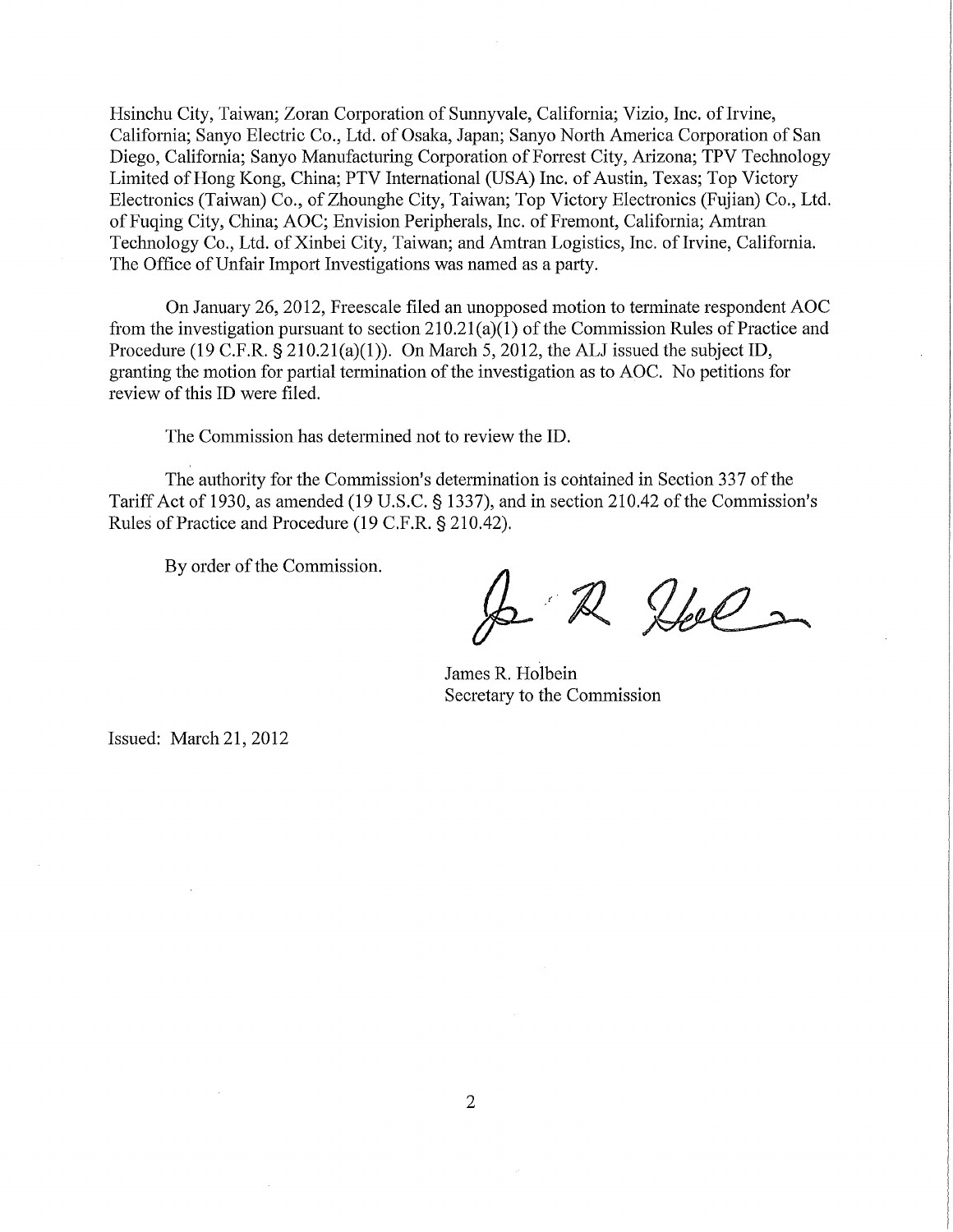Hsinchu City, Taiwan; Zoran Corporation of Sunnyvale, California; Vizio, Inc. of Irvine, California; Sanyo Electric Co., Ltd. of Osaka, Japan; Sanyo North America Corporation of San Diego, California; Sanyo Manufacturing Corporation of Forrest City, Arizona; TPV Technology Limited of Hong Kong, China; PTV International (USA) Inc. of Austin, Texas; Top Victory Electronics (Taiwan) Co., of Zhounghe City, Taiwan; Top Victory Electronics (Fujian) Co., Ltd. of Fuqing City, China; AOC; Envision Peripherals, Inc. of Fremont, California; Amtran Technology Co., Ltd. of Xinbei City, Taiwan; and Amtran Logistics, Inc. of Irvine, California. The Office of Unfair Import Investigations was named as a party.

On January 26, 2012, Freescale filed an unopposed motion to terminate respondent AOC from the investigation pursuant to section 210.21(a)(1) of the Commission Rules of Practice and Procedure (19 C.F.R. § 210.21(a)(1)). On March 5, 2012, the ALJ issued the subject ID, granting the motion for partial termination of the investigation as to AOC. No petitions for review of this ID were filed.

The Commission has determined not to review the ID.

The authority for the Commission's determination is contained in Section 337 of the Tariff Act of 1930, as amended (19 U.S.C. § 1337), and in section 210.42 of the Commission's Rules of Practice and Procedure (19 C.F.R. § 210.42).

By order of the Commission.

James R. Holbein
Secretary to the Commission

Issued: March 21, 2012